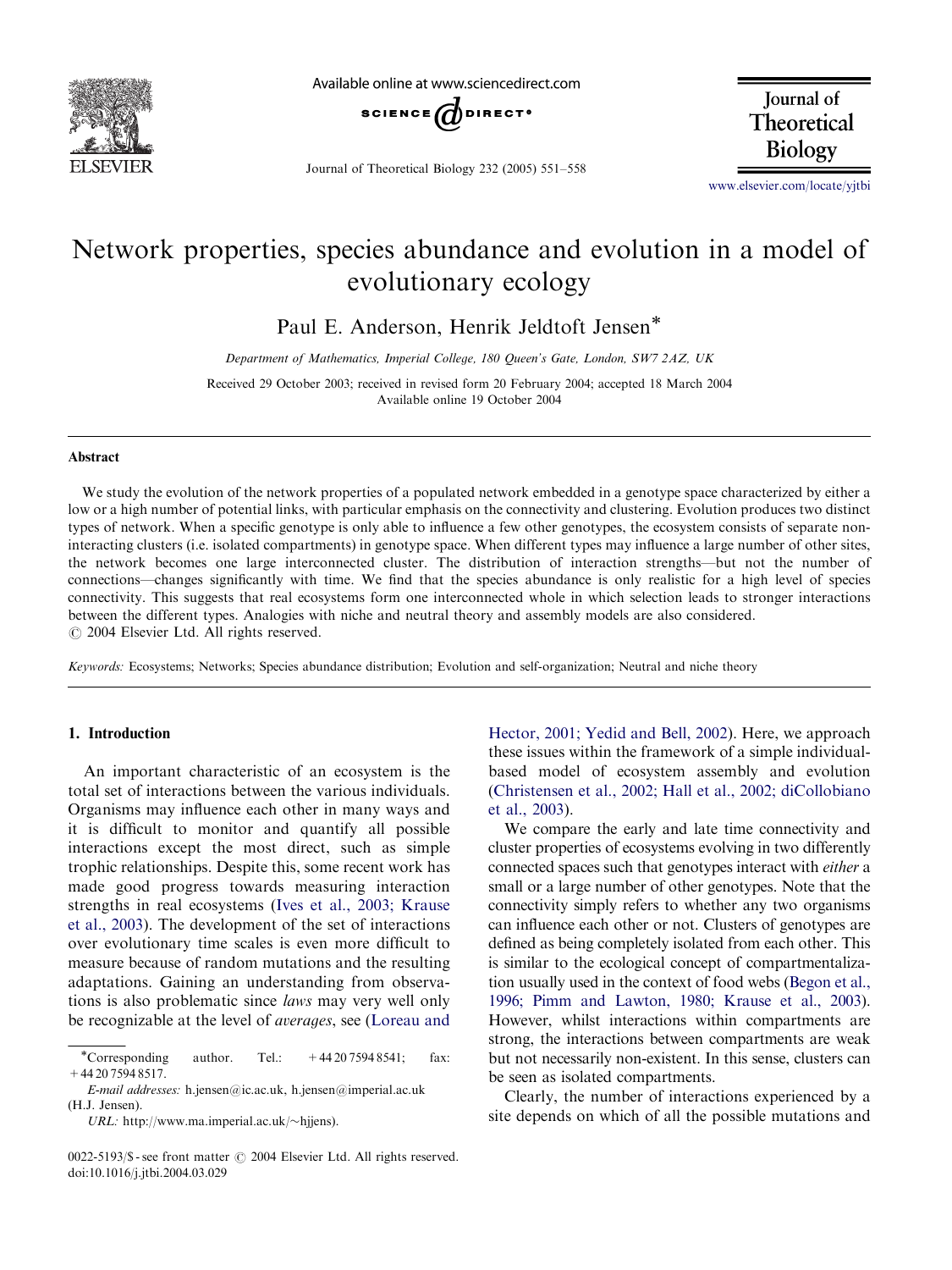# Network properties, species abundance and evolution in a model of evolutionary ecology

Paul E. Anderson, Henrik Jeldtoft Jensen*

*Department of Mathematics, Imperial College, 180 Queen's Gate, London, SW7 2AZ, UK*

Received 29 October 2003; received in revised form 20 February 2004; accepted 18 March 2004
Available online 19 October 2004

## Abstract

We study the evolution of the network properties of a populated network embedded in a genotype space characterized by either a low or a high number of potential links, with particular emphasis on the connectivity and clustering. Evolution produces two distinct types of network. When a specific genotype is only able to influence a few other genotypes, the ecosystem consists of separate non-interacting clusters (i.e. isolated compartments) in genotype space. When different types may influence a large number of other sites, the network becomes one large interconnected cluster. The distribution of interaction strengths—but not the number of connections—changes significantly with time. We find that the species abundance is only realistic for a high level of species connectivity. This suggests that real ecosystems form one interconnected whole in which selection leads to stronger interactions between the different types. Analogies with niche and neutral theory and assembly models are also considered.

© 2004 Elsevier Ltd. All rights reserved.

*Keywords:* Ecosystems; Networks; Species abundance distribution; Evolution and self-organization; Neutral and niche theory

## 1. Introduction

An important characteristic of an ecosystem is the total set of interactions between the various individuals. Organisms may influence each other in many ways and it is difficult to monitor and quantify all possible interactions except the most direct, such as simple trophic relationships. Despite this, some recent work has made good progress towards measuring interaction strengths in real ecosystems (Ives et al., 2003; Krause et al., 2003). The development of the set of interactions over evolutionary time scales is even more difficult to measure because of random mutations and the resulting adaptations. Gaining an understanding from observations is also problematic since *laws* may very well only be recognizable at the level of *averages*, see (Loreau and Hector, 2001; Yedid and Bell, 2002). Here, we approach these issues within the framework of a simple individual-based model of ecosystem assembly and evolution (Christensen et al., 2002; Hall et al., 2002; diCollobiano et al., 2003).

We compare the early and late time connectivity and cluster properties of ecosystems evolving in two differently connected spaces such that genotypes interact with *either* a small or a large number of other genotypes. Note that the connectivity simply refers to whether any two organisms can influence each other or not. Clusters of genotypes are defined as being completely isolated from each other. This is similar to the ecological concept of compartmentalization usually used in the context of food webs (Begon et al., 1996; Pimm and Lawton, 1980; Krause et al., 2003). However, whilst interactions within compartments are strong, the interactions between compartments are weak but not necessarily non-existent. In this sense, clusters can be seen as isolated compartments.

Clearly, the number of interactions experienced by a site depends on which of all the possible mutations and

---

*Corresponding author. Tel.: +44 20 7594 8541; fax: +44 20 7594 8517.

*E-mail addresses:* h.jensen@ic.ac.uk, h.jensen@imperial.ac.uk (H.J. Jensen).

*URL:* http://www.ma.imperial.ac.uk/~hjjens).

0022-5193/$ - see front matter © 2004 Elsevier Ltd. All rights reserved.
doi:10.1016/j.jtbi.2004.03.029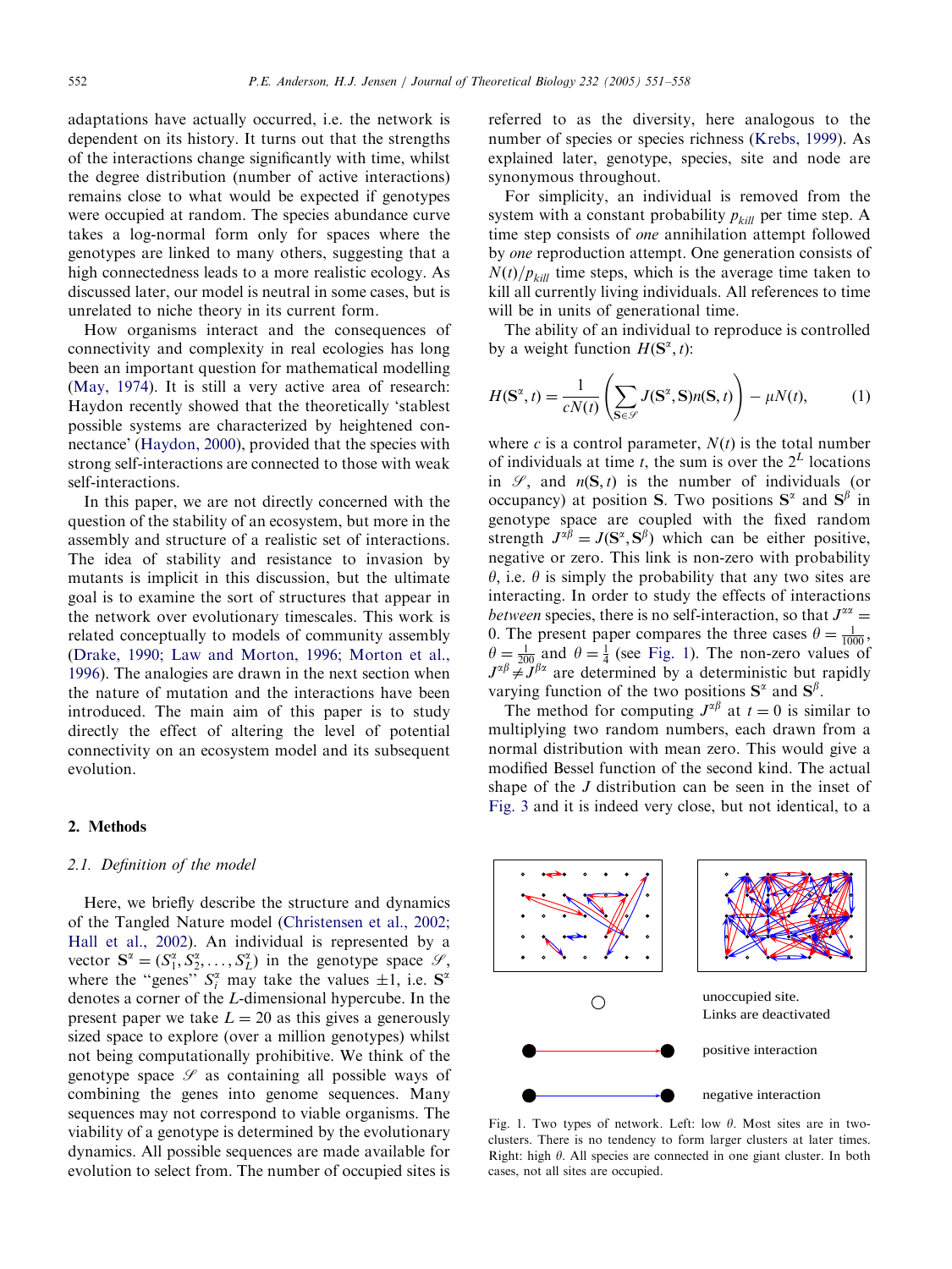adaptations have actually occurred, i.e. the network is dependent on its history. It turns out that the strengths of the interactions change significantly with time, whilst the degree distribution (number of active interactions) remains close to what would be expected if genotypes were occupied at random. The species abundance curve takes a log-normal form only for spaces where the genotypes are linked to many others, suggesting that a high connectedness leads to a more realistic ecology. As discussed later, our model is neutral in some cases, but is unrelated to niche theory in its current form.

How organisms interact and the consequences of connectivity and complexity in real ecologies has long been an important question for mathematical modelling (May, 1974). It is still a very active area of research: Haydon recently showed that the theoretically 'stablest possible systems are characterized by heightened connectance' (Haydon, 2000), provided that the species with strong self-interactions are connected to those with weak self-interactions.

In this paper, we are not directly concerned with the question of the stability of an ecosystem, but more in the assembly and structure of a realistic set of interactions. The idea of stability and resistance to invasion by mutants is implicit in this discussion, but the ultimate goal is to examine the sort of structures that appear in the network over evolutionary timescales. This work is related conceptually to models of community assembly (Drake, 1990; Law and Morton, 1996; Morton et al., 1996). The analogies are drawn in the next section when the nature of mutation and the interactions have been introduced. The main aim of this paper is to study directly the effect of altering the level of potential connectivity on an ecosystem model and its subsequent evolution.

## 2. Methods

### 2.1. Definition of the model

Here, we briefly describe the structure and dynamics of the Tangled Nature model (Christensen et al., 2002; Hall et al., 2002). An individual is represented by a vector $\mathbf{S}^\alpha = (S_1^\alpha, S_2^\alpha, \ldots, S_L^\alpha)$ in the genotype space $\mathscr{S}$, where the "genes" $S_i^\alpha$ may take the values $\pm 1$, i.e. $\mathbf{S}^\alpha$ denotes a corner of the $L$-dimensional hypercube. In the present paper we take $L = 20$ as this gives a generously sized space to explore (over a million genotypes) whilst not being computationally prohibitive. We think of the genotype space $\mathscr{S}$ as containing all possible ways of combining the genes into genome sequences. Many sequences may not correspond to viable organisms. The viability of a genotype is determined by the evolutionary dynamics. All possible sequences are made available for evolution to select from. The number of occupied sites is referred to as the diversity, here analogous to the number of species or species richness (Krebs, 1999). As explained later, genotype, species, site and node are synonymous throughout.

For simplicity, an individual is removed from the system with a constant probability $p_{kill}$ per time step. A time step consists of *one* annihilation attempt followed by *one* reproduction attempt. One generation consists of $N(t)/p_{kill}$ time steps, which is the average time taken to kill all currently living individuals. All references to time will be in units of generational time.

The ability of an individual to reproduce is controlled by a weight function $H(\mathbf{S}^\alpha, t)$:

$$H(\mathbf{S}^\alpha, t) = \frac{1}{cN(t)}\left(\sum_{\mathbf{S}\in\mathscr{S}} J(\mathbf{S}^\alpha, \mathbf{S})n(\mathbf{S}, t)\right) - \mu N(t), \qquad (1)$$

where $c$ is a control parameter, $N(t)$ is the total number of individuals at time $t$, the sum is over the $2^L$ locations in $\mathscr{S}$, and $n(\mathbf{S}, t)$ is the number of individuals (or occupancy) at position $\mathbf{S}$. Two positions $\mathbf{S}^\alpha$ and $\mathbf{S}^\beta$ in genotype space are coupled with the fixed random strength $J^{\alpha\beta} = J(\mathbf{S}^\alpha, \mathbf{S}^\beta)$ which can be either positive, negative or zero. This link is non-zero with probability $\theta$, i.e. $\theta$ is simply the probability that any two sites are interacting. In order to study the effects of interactions *between* species, there is no self-interaction, so that $J^{\alpha\alpha} = 0$. The present paper compares the three cases $\theta = \frac{1}{1000}$, $\theta = \frac{1}{200}$ and $\theta = \frac{1}{4}$ (see Fig. 1). The non-zero values of $J^{\alpha\beta} \neq J^{\beta\alpha}$ are determined by a deterministic but rapidly varying function of the two positions $\mathbf{S}^\alpha$ and $\mathbf{S}^\beta$.

The method for computing $J^{\alpha\beta}$ at $t = 0$ is similar to multiplying two random numbers, each drawn from a normal distribution with mean zero. This would give a modified Bessel function of the second kind. The actual shape of the $J$ distribution can be seen in the inset of Fig. 3 and it is indeed very close, but not identical, to a

unoccupied site. Links are deactivated

positive interaction

negative interaction

Fig. 1. Two types of network. Left: low $\theta$. Most sites are in two-clusters. There is no tendency to form larger clusters at later times. Right: high $\theta$. All species are connected in one giant cluster. In both cases, not all sites are occupied.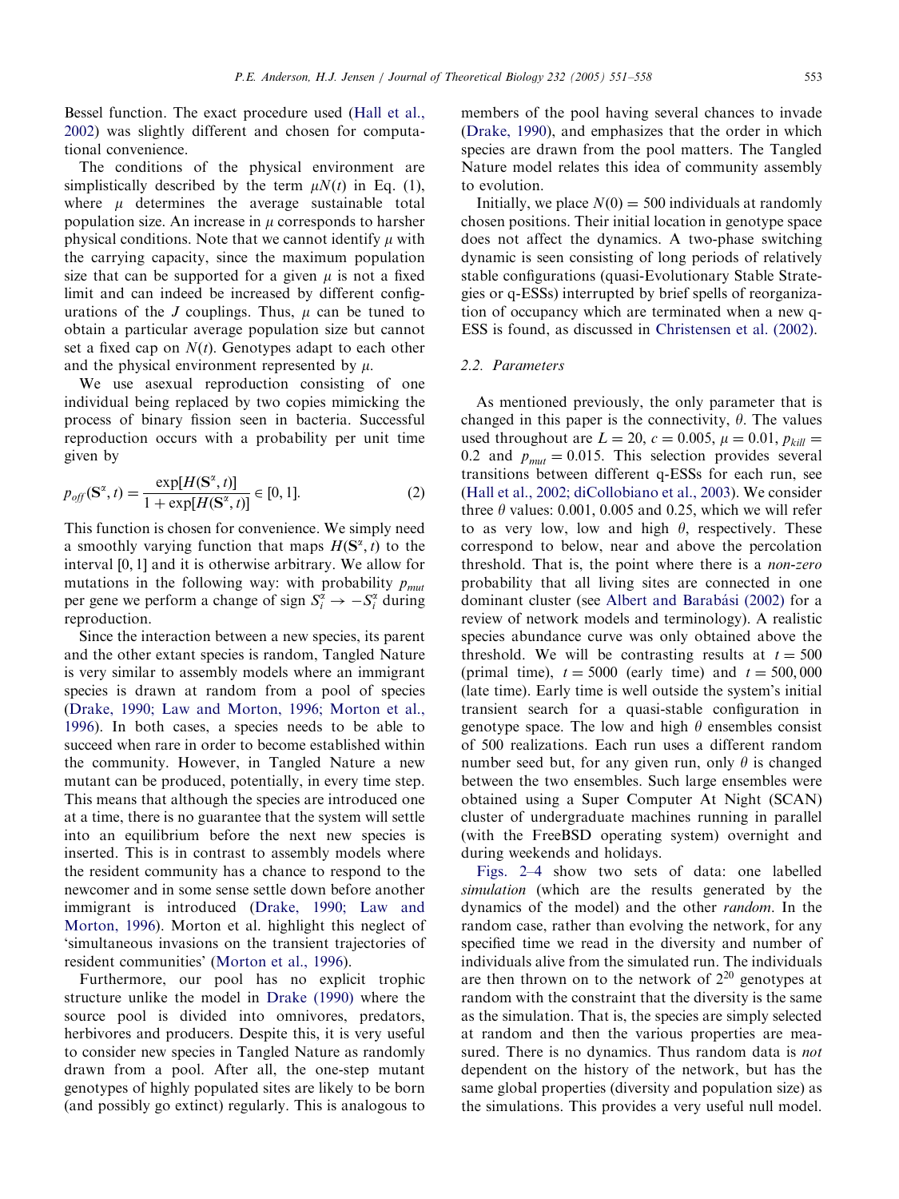Bessel function. The exact procedure used (Hall et al., 2002) was slightly different and chosen for computational convenience.

The conditions of the physical environment are simplistically described by the term $\mu N(t)$ in Eq. (1), where $\mu$ determines the average sustainable total population size. An increase in $\mu$ corresponds to harsher physical conditions. Note that we cannot identify $\mu$ with the carrying capacity, since the maximum population size that can be supported for a given $\mu$ is not a fixed limit and can indeed be increased by different configurations of the $J$ couplings. Thus, $\mu$ can be tuned to obtain a particular average population size but cannot set a fixed cap on $N(t)$. Genotypes adapt to each other and the physical environment represented by $\mu$.

We use asexual reproduction consisting of one individual being replaced by two copies mimicking the process of binary fission seen in bacteria. Successful reproduction occurs with a probability per unit time given by

$$p_{off}(\mathbf{S}^{\alpha}, t) = \frac{\exp[H(\mathbf{S}^{\alpha}, t)]}{1 + \exp[H(\mathbf{S}^{\alpha}, t)]} \in [0, 1]. \tag{2}$$

This function is chosen for convenience. We simply need a smoothly varying function that maps $H(\mathbf{S}^{\alpha}, t)$ to the interval [0, 1] and it is otherwise arbitrary. We allow for mutations in the following way: with probability $p_{mut}$ per gene we perform a change of sign $S_i^{\alpha} \to -S_i^{\alpha}$ during reproduction.

Since the interaction between a new species, its parent and the other extant species is random, Tangled Nature is very similar to assembly models where an immigrant species is drawn at random from a pool of species (Drake, 1990; Law and Morton, 1996; Morton et al., 1996). In both cases, a species needs to be able to succeed when rare in order to become established within the community. However, in Tangled Nature a new mutant can be produced, potentially, in every time step. This means that although the species are introduced one at a time, there is no guarantee that the system will settle into an equilibrium before the next new species is inserted. This is in contrast to assembly models where the resident community has a chance to respond to the newcomer and in some sense settle down before another immigrant is introduced (Drake, 1990; Law and Morton, 1996). Morton et al. highlight this neglect of 'simultaneous invasions on the transient trajectories of resident communities' (Morton et al., 1996).

Furthermore, our pool has no explicit trophic structure unlike the model in Drake (1990) where the source pool is divided into omnivores, predators, herbivores and producers. Despite this, it is very useful to consider new species in Tangled Nature as randomly drawn from a pool. After all, the one-step mutant genotypes of highly populated sites are likely to be born (and possibly go extinct) regularly. This is analogous to members of the pool having several chances to invade (Drake, 1990), and emphasizes that the order in which species are drawn from the pool matters. The Tangled Nature model relates this idea of community assembly to evolution.

Initially, we place $N(0) = 500$ individuals at randomly chosen positions. Their initial location in genotype space does not affect the dynamics. A two-phase switching dynamic is seen consisting of long periods of relatively stable configurations (quasi-Evolutionary Stable Strategies or q-ESSs) interrupted by brief spells of reorganization of occupancy which are terminated when a new q-ESS is found, as discussed in Christensen et al. (2002).

### 2.2. Parameters

As mentioned previously, the only parameter that is changed in this paper is the connectivity, $\theta$. The values used throughout are $L = 20$, $c = 0.005$, $\mu = 0.01$, $p_{kill} = 0.2$ and $p_{mut} = 0.015$. This selection provides several transitions between different q-ESSs for each run, see (Hall et al., 2002; diCollobiano et al., 2003). We consider three $\theta$ values: 0.001, 0.005 and 0.25, which we will refer to as very low, low and high $\theta$, respectively. These correspond to below, near and above the percolation threshold. That is, the point where there is a *non-zero* probability that all living sites are connected in one dominant cluster (see Albert and Barabási (2002) for a review of network models and terminology). A realistic species abundance curve was only obtained above the threshold. We will be contrasting results at $t = 500$ (primal time), $t = 5000$ (early time) and $t = 500,000$ (late time). Early time is well outside the system's initial transient search for a quasi-stable configuration in genotype space. The low and high $\theta$ ensembles consist of 500 realizations. Each run uses a different random number seed but, for any given run, only $\theta$ is changed between the two ensembles. Such large ensembles were obtained using a Super Computer At Night (SCAN) cluster of undergraduate machines running in parallel (with the FreeBSD operating system) overnight and during weekends and holidays.

Figs. 2–4 show two sets of data: one labelled *simulation* (which are the results generated by the dynamics of the model) and the other *random*. In the random case, rather than evolving the network, for any specified time we read in the diversity and number of individuals alive from the simulated run. The individuals are then thrown on to the network of $2^{20}$ genotypes at random with the constraint that the diversity is the same as the simulation. That is, the species are simply selected at random and then the various properties are measured. There is no dynamics. Thus random data is *not* dependent on the history of the network, but has the same global properties (diversity and population size) as the simulations. This provides a very useful null model.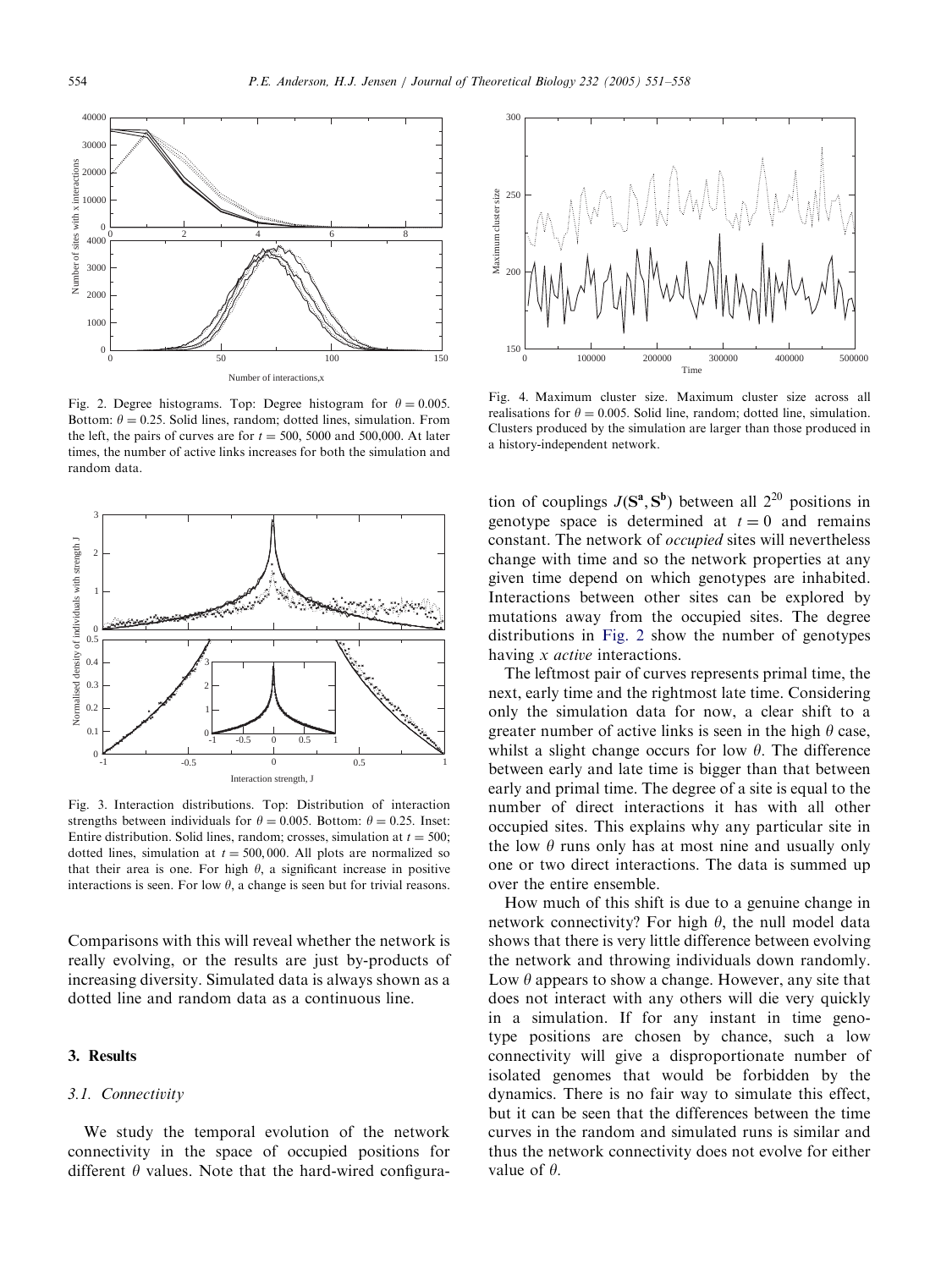Fig. 2. Degree histograms. Top: Degree histogram for $\theta = 0.005$. Bottom: $\theta = 0.25$. Solid lines, random; dotted lines, simulation. From the left, the pairs of curves are for $t = 500$, 5000 and 500,000. At later times, the number of active links increases for both the simulation and random data.

Fig. 3. Interaction distributions. Top: Distribution of interaction strengths between individuals for $\theta = 0.005$. Bottom: $\theta = 0.25$. Inset: Entire distribution. Solid lines, random; crosses, simulation at $t = 500$; dotted lines, simulation at $t = 500,000$. All plots are normalized so that their area is one. For high $\theta$, a significant increase in positive interactions is seen. For low $\theta$, a change is seen but for trivial reasons.

Comparisons with this will reveal whether the network is really evolving, or the results are just by-products of increasing diversity. Simulated data is always shown as a dotted line and random data as a continuous line.

## 3. Results

### 3.1. Connectivity

We study the temporal evolution of the network connectivity in the space of occupied positions for different $\theta$ values. Note that the hard-wired configuration of couplings $J(\mathbf{S^a}, \mathbf{S^b})$ between all $2^{20}$ positions in genotype space is determined at $t = 0$ and remains constant. The network of *occupied* sites will nevertheless change with time and so the network properties at any given time depend on which genotypes are inhabited. Interactions between other sites can be explored by mutations away from the occupied sites. The degree distributions in Fig. 2 show the number of genotypes having $x$ *active* interactions.

Fig. 4. Maximum cluster size. Maximum cluster size across all realisations for $\theta = 0.005$. Solid line, random; dotted line, simulation. Clusters produced by the simulation are larger than those produced in a history-independent network.

The leftmost pair of curves represents primal time, the next, early time and the rightmost late time. Considering only the simulation data for now, a clear shift to a greater number of active links is seen in the high $\theta$ case, whilst a slight change occurs for low $\theta$. The difference between early and late time is bigger than that between early and primal time. The degree of a site is equal to the number of direct interactions it has with all other occupied sites. This explains why any particular site in the low $\theta$ runs only has at most nine and usually only one or two direct interactions. The data is summed up over the entire ensemble.

How much of this shift is due to a genuine change in network connectivity? For high $\theta$, the null model data shows that there is very little difference between evolving the network and throwing individuals down randomly. Low $\theta$ appears to show a change. However, any site that does not interact with any others will die very quickly in a simulation. If for any instant in time genotype positions are chosen by chance, such a low connectivity will give a disproportionate number of isolated genomes that would be forbidden by the dynamics. There is no fair way to simulate this effect, but it can be seen that the differences between the time curves in the random and simulated runs is similar and thus the network connectivity does not evolve for either value of $\theta$.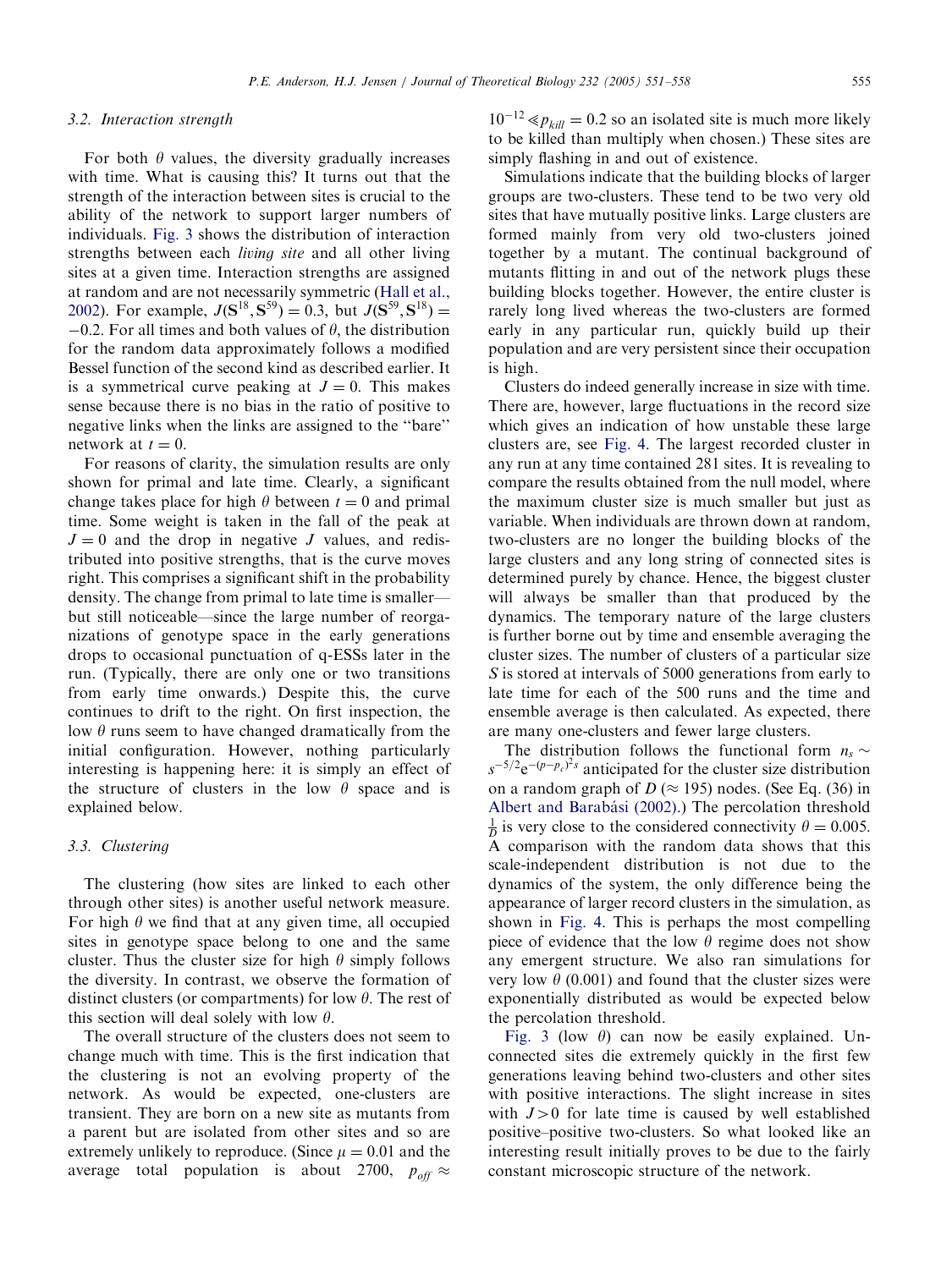### 3.2. Interaction strength

For both $\theta$ values, the diversity gradually increases with time. What is causing this? It turns out that the strength of the interaction between sites is crucial to the ability of the network to support larger numbers of individuals. Fig. 3 shows the distribution of interaction strengths between each *living site* and all other living sites at a given time. Interaction strengths are assigned at random and are not necessarily symmetric (Hall et al., 2002). For example, $J(\mathbf{S}^{18}, \mathbf{S}^{59}) = 0.3$, but $J(\mathbf{S}^{59}, \mathbf{S}^{18}) = -0.2$. For all times and both values of $\theta$, the distribution for the random data approximately follows a modified Bessel function of the second kind as described earlier. It is a symmetrical curve peaking at $J = 0$. This makes sense because there is no bias in the ratio of positive to negative links when the links are assigned to the "bare" network at $t = 0$.

For reasons of clarity, the simulation results are only shown for primal and late time. Clearly, a significant change takes place for high $\theta$ between $t = 0$ and primal time. Some weight is taken in the fall of the peak at $J = 0$ and the drop in negative $J$ values, and redistributed into positive strengths, that is the curve moves right. This comprises a significant shift in the probability density. The change from primal to late time is smaller—but still noticeable—since the large number of reorganizations of genotype space in the early generations drops to occasional punctuation of q-ESSs later in the run. (Typically, there are only one or two transitions from early time onwards.) Despite this, the curve continues to drift to the right. On first inspection, the low $\theta$ runs seem to have changed dramatically from the initial configuration. However, nothing particularly interesting is happening here: it is simply an effect of the structure of clusters in the low $\theta$ space and is explained below.

### 3.3. Clustering

The clustering (how sites are linked to each other through other sites) is another useful network measure. For high $\theta$ we find that at any given time, all occupied sites in genotype space belong to one and the same cluster. Thus the cluster size for high $\theta$ simply follows the diversity. In contrast, we observe the formation of distinct clusters (or compartments) for low $\theta$. The rest of this section will deal solely with low $\theta$.

The overall structure of the clusters does not seem to change much with time. This is the first indication that the clustering is not an evolving property of the network. As would be expected, one-clusters are transient. They are born on a new site as mutants from a parent but are isolated from other sites and so are extremely unlikely to reproduce. (Since $\mu = 0.01$ and the average total population is about 2700, $p_{off} \approx 10^{-12} \ll p_{kill} = 0.2$ so an isolated site is much more likely to be killed than multiply when chosen.) These sites are simply flashing in and out of existence.

Simulations indicate that the building blocks of larger groups are two-clusters. These tend to be two very old sites that have mutually positive links. Large clusters are formed mainly from very old two-clusters joined together by a mutant. The continual background of mutants flitting in and out of the network plugs these building blocks together. However, the entire cluster is rarely long lived whereas the two-clusters are formed early in any particular run, quickly build up their population and are very persistent since their occupation is high.

Clusters do indeed generally increase in size with time. There are, however, large fluctuations in the record size which gives an indication of how unstable these large clusters are, see Fig. 4. The largest recorded cluster in any run at any time contained 281 sites. It is revealing to compare the results obtained from the null model, where the maximum cluster size is much smaller but just as variable. When individuals are thrown down at random, two-clusters are no longer the building blocks of the large clusters and any long string of connected sites is determined purely by chance. Hence, the biggest cluster will always be smaller than that produced by the dynamics. The temporary nature of the large clusters is further borne out by time and ensemble averaging the cluster sizes. The number of clusters of a particular size $S$ is stored at intervals of 5000 generations from early to late time for each of the 500 runs and the time and ensemble average is then calculated. As expected, there are many one-clusters and fewer large clusters.

The distribution follows the functional form $n_s \sim s^{-5/2} e^{-(p-p_c)^2 s}$ anticipated for the cluster size distribution on a random graph of $D$ ($\approx 195$) nodes. (See Eq. (36) in Albert and Barabási (2002).) The percolation threshold $\frac{1}{D}$ is very close to the considered connectivity $\theta = 0.005$. A comparison with the random data shows that this scale-independent distribution is not due to the dynamics of the system, the only difference being the appearance of larger record clusters in the simulation, as shown in Fig. 4. This is perhaps the most compelling piece of evidence that the low $\theta$ regime does not show any emergent structure. We also ran simulations for very low $\theta$ (0.001) and found that the cluster sizes were exponentially distributed as would be expected below the percolation threshold.

Fig. 3 (low $\theta$) can now be easily explained. Unconnected sites die extremely quickly in the first few generations leaving behind two-clusters and other sites with positive interactions. The slight increase in sites with $J > 0$ for late time is caused by well established positive–positive two-clusters. So what looked like an interesting result initially proves to be due to the fairly constant microscopic structure of the network.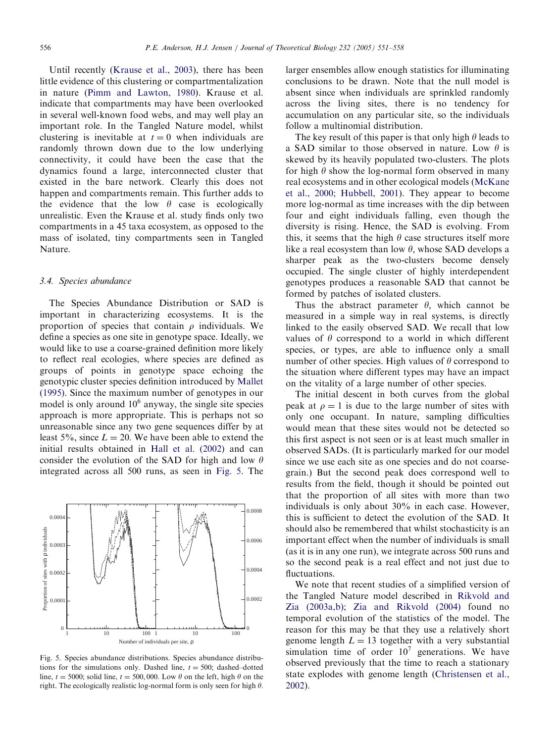Until recently (Krause et al., 2003), there has been little evidence of this clustering or compartmentalization in nature (Pimm and Lawton, 1980). Krause et al. indicate that compartments may have been overlooked in several well-known food webs, and may well play an important role. In the Tangled Nature model, whilst clustering is inevitable at $t = 0$ when individuals are randomly thrown down due to the low underlying connectivity, it could have been the case that the dynamics found a large, interconnected cluster that existed in the bare network. Clearly this does not happen and compartments remain. This further adds to the evidence that the low $\theta$ case is ecologically unrealistic. Even the Krause et al. study finds only two compartments in a 45 taxa ecosystem, as opposed to the mass of isolated, tiny compartments seen in Tangled Nature.

### 3.4. Species abundance

The Species Abundance Distribution or SAD is important in characterizing ecosystems. It is the proportion of species that contain $\rho$ individuals. We define a species as one site in genotype space. Ideally, we would like to use a coarse-grained definition more likely to reflect real ecologies, where species are defined as groups of points in genotype space echoing the genotypic cluster species definition introduced by Mallet (1995). Since the maximum number of genotypes in our model is only around $10^6$ anyway, the single site species approach is more appropriate. This is perhaps not so unreasonable since any two gene sequences differ by at least 5%, since $L = 20$. We have been able to extend the initial results obtained in Hall et al. (2002) and can consider the evolution of the SAD for high and low $\theta$ integrated across all 500 runs, as seen in Fig. 5. The larger ensembles allow enough statistics for illuminating conclusions to be drawn. Note that the null model is absent since when individuals are sprinkled randomly across the living sites, there is no tendency for accumulation on any particular site, so the individuals follow a multinomial distribution.

Fig. 5. Species abundance distributions. Species abundance distributions for the simulations only. Dashed line, $t = 500$; dashed–dotted line, $t = 5000$; solid line, $t = 500,000$. Low $\theta$ on the left, high $\theta$ on the right. The ecologically realistic log-normal form is only seen for high $\theta$.

The key result of this paper is that only high $\theta$ leads to a SAD similar to those observed in nature. Low $\theta$ is skewed by its heavily populated two-clusters. The plots for high $\theta$ show the log-normal form observed in many real ecosystems and in other ecological models (McKane et al., 2000; Hubbell, 2001). They appear to become more log-normal as time increases with the dip between four and eight individuals falling, even though the diversity is rising. Hence, the SAD is evolving. From this, it seems that the high $\theta$ case structures itself more like a real ecosystem than low $\theta$, whose SAD develops a sharper peak as the two-clusters become densely occupied. The single cluster of highly interdependent genotypes produces a reasonable SAD that cannot be formed by patches of isolated clusters.

Thus the abstract parameter $\theta$, which cannot be measured in a simple way in real systems, is directly linked to the easily observed SAD. We recall that low values of $\theta$ correspond to a world in which different species, or types, are able to influence only a small number of other species. High values of $\theta$ correspond to the situation where different types may have an impact on the vitality of a large number of other species.

The initial descent in both curves from the global peak at $\rho = 1$ is due to the large number of sites with only one occupant. In nature, sampling difficulties would mean that these sites would not be detected so this first aspect is not seen or is at least much smaller in observed SADs. (It is particularly marked for our model since we use each site as one species and do not coarse-grain.) But the second peak does correspond well to results from the field, though it should be pointed out that the proportion of all sites with more than two individuals is only about 30% in each case. However, this is sufficient to detect the evolution of the SAD. It should also be remembered that whilst stochasticity is an important effect when the number of individuals is small (as it is in any one run), we integrate across 500 runs and so the second peak is a real effect and not just due to fluctuations.

We note that recent studies of a simplified version of the Tangled Nature model described in Rikvold and Zia (2003a,b); Zia and Rikvold (2004) found no temporal evolution of the statistics of the model. The reason for this may be that they use a relatively short genome length $L = 13$ together with a very substantial simulation time of order $10^7$ generations. We have observed previously that the time to reach a stationary state explodes with genome length (Christensen et al., 2002).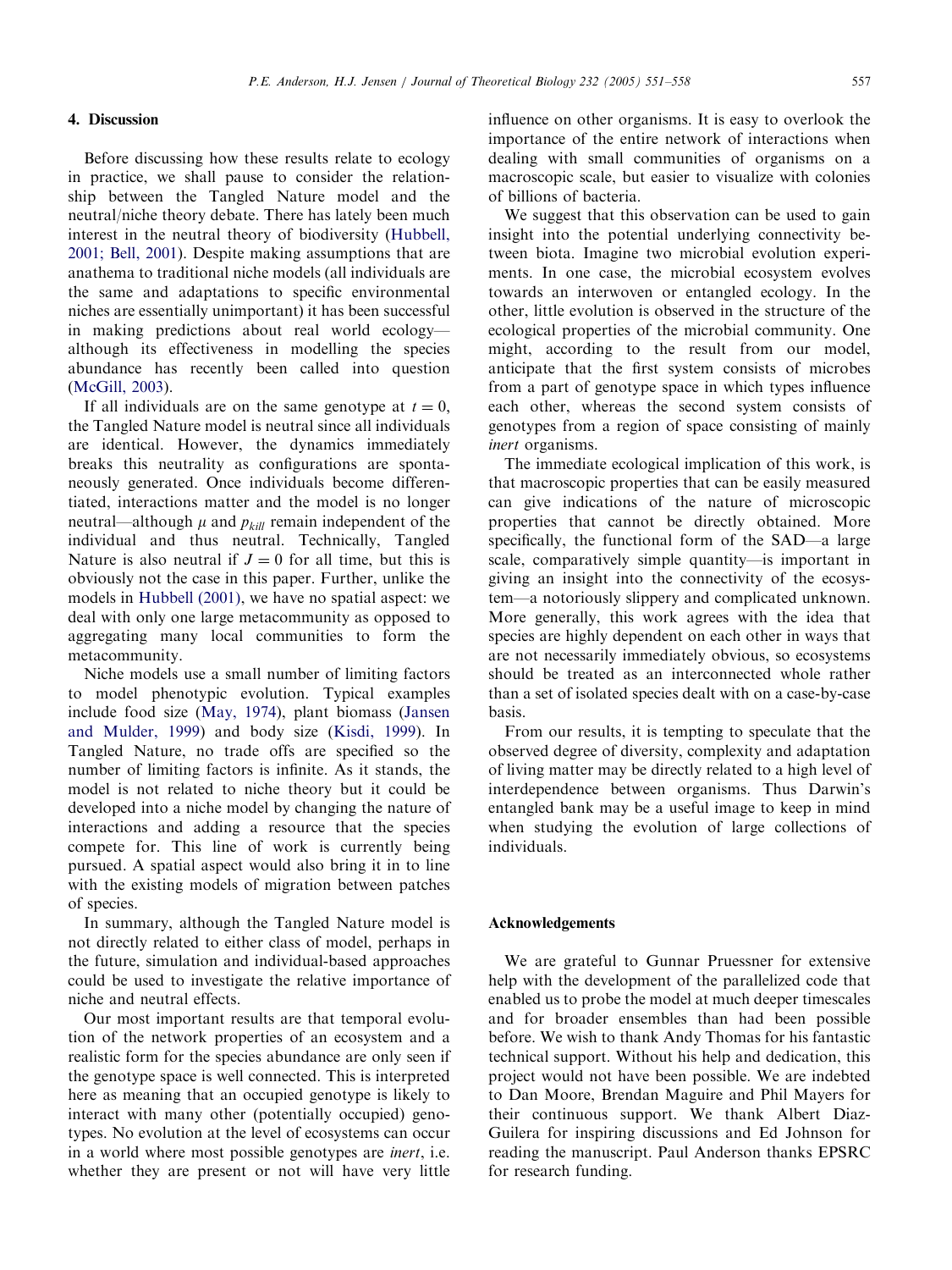## 4. Discussion

Before discussing how these results relate to ecology in practice, we shall pause to consider the relationship between the Tangled Nature model and the neutral/niche theory debate. There has lately been much interest in the neutral theory of biodiversity (Hubbell, 2001; Bell, 2001). Despite making assumptions that are anathema to traditional niche models (all individuals are the same and adaptations to specific environmental niches are essentially unimportant) it has been successful in making predictions about real world ecology—although its effectiveness in modelling the species abundance has recently been called into question (McGill, 2003).

If all individuals are on the same genotype at $t = 0$, the Tangled Nature model is neutral since all individuals are identical. However, the dynamics immediately breaks this neutrality as configurations are spontaneously generated. Once individuals become differentiated, interactions matter and the model is no longer neutral—although $\mu$ and $p_{kill}$ remain independent of the individual and thus neutral. Technically, Tangled Nature is also neutral if $J = 0$ for all time, but this is obviously not the case in this paper. Further, unlike the models in Hubbell (2001), we have no spatial aspect: we deal with only one large metacommunity as opposed to aggregating many local communities to form the metacommunity.

Niche models use a small number of limiting factors to model phenotypic evolution. Typical examples include food size (May, 1974), plant biomass (Jansen and Mulder, 1999) and body size (Kisdi, 1999). In Tangled Nature, no trade offs are specified so the number of limiting factors is infinite. As it stands, the model is not related to niche theory but it could be developed into a niche model by changing the nature of interactions and adding a resource that the species compete for. This line of work is currently being pursued. A spatial aspect would also bring it in to line with the existing models of migration between patches of species.

In summary, although the Tangled Nature model is not directly related to either class of model, perhaps in the future, simulation and individual-based approaches could be used to investigate the relative importance of niche and neutral effects.

Our most important results are that temporal evolution of the network properties of an ecosystem and a realistic form for the species abundance are only seen if the genotype space is well connected. This is interpreted here as meaning that an occupied genotype is likely to interact with many other (potentially occupied) genotypes. No evolution at the level of ecosystems can occur in a world where most possible genotypes are *inert*, i.e. whether they are present or not will have very little influence on other organisms. It is easy to overlook the importance of the entire network of interactions when dealing with small communities of organisms on a macroscopic scale, but easier to visualize with colonies of billions of bacteria.

We suggest that this observation can be used to gain insight into the potential underlying connectivity between biota. Imagine two microbial evolution experiments. In one case, the microbial ecosystem evolves towards an interwoven or entangled ecology. In the other, little evolution is observed in the structure of the ecological properties of the microbial community. One might, according to the result from our model, anticipate that the first system consists of microbes from a part of genotype space in which types influence each other, whereas the second system consists of genotypes from a region of space consisting of mainly *inert* organisms.

The immediate ecological implication of this work, is that macroscopic properties that can be easily measured can give indications of the nature of microscopic properties that cannot be directly obtained. More specifically, the functional form of the SAD—a large scale, comparatively simple quantity—is important in giving an insight into the connectivity of the ecosystem—a notoriously slippery and complicated unknown. More generally, this work agrees with the idea that species are highly dependent on each other in ways that are not necessarily immediately obvious, so ecosystems should be treated as an interconnected whole rather than a set of isolated species dealt with on a case-by-case basis.

From our results, it is tempting to speculate that the observed degree of diversity, complexity and adaptation of living matter may be directly related to a high level of interdependence between organisms. Thus Darwin's entangled bank may be a useful image to keep in mind when studying the evolution of large collections of individuals.

## Acknowledgements

We are grateful to Gunnar Pruessner for extensive help with the development of the parallelized code that enabled us to probe the model at much deeper timescales and for broader ensembles than had been possible before. We wish to thank Andy Thomas for his fantastic technical support. Without his help and dedication, this project would not have been possible. We are indebted to Dan Moore, Brendan Maguire and Phil Mayers for their continuous support. We thank Albert Diaz-Guilera for inspiring discussions and Ed Johnson for reading the manuscript. Paul Anderson thanks EPSRC for research funding.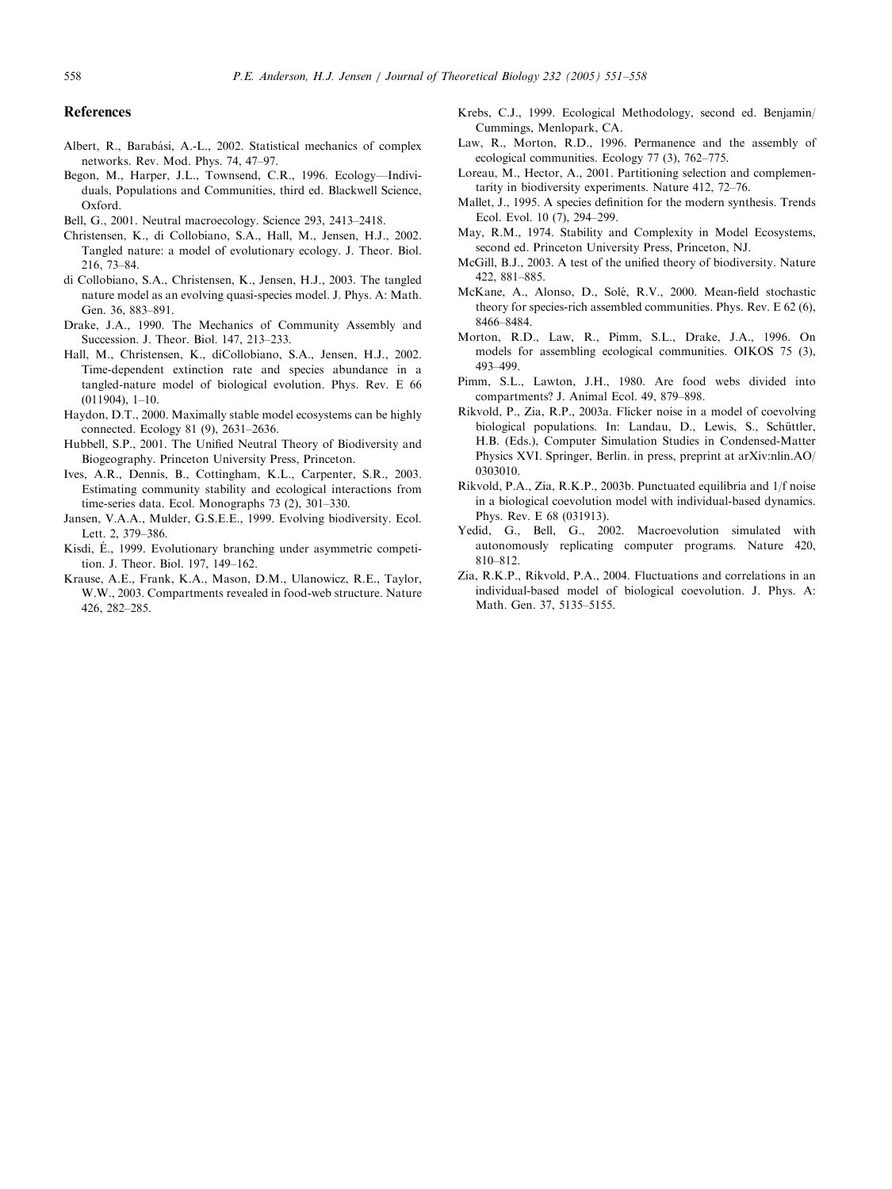## References

Albert, R., Barabási, A.-L., 2002. Statistical mechanics of complex networks. Rev. Mod. Phys. 74, 47–97.

Begon, M., Harper, J.L., Townsend, C.R., 1996. Ecology—Individuals, Populations and Communities, third ed. Blackwell Science, Oxford.

Bell, G., 2001. Neutral macroecology. Science 293, 2413–2418.

Christensen, K., di Collobiano, S.A., Hall, M., Jensen, H.J., 2002. Tangled nature: a model of evolutionary ecology. J. Theor. Biol. 216, 73–84.

di Collobiano, S.A., Christensen, K., Jensen, H.J., 2003. The tangled nature model as an evolving quasi-species model. J. Phys. A: Math. Gen. 36, 883–891.

Drake, J.A., 1990. The Mechanics of Community Assembly and Succession. J. Theor. Biol. 147, 213–233.

Hall, M., Christensen, K., diCollobiano, S.A., Jensen, H.J., 2002. Time-dependent extinction rate and species abundance in a tangled-nature model of biological evolution. Phys. Rev. E 66 (011904), 1–10.

Haydon, D.T., 2000. Maximally stable model ecosystems can be highly connected. Ecology 81 (9), 2631–2636.

Hubbell, S.P., 2001. The Unified Neutral Theory of Biodiversity and Biogeography. Princeton University Press, Princeton.

Ives, A.R., Dennis, B., Cottingham, K.L., Carpenter, S.R., 2003. Estimating community stability and ecological interactions from time-series data. Ecol. Monographs 73 (2), 301–330.

Jansen, V.A.A., Mulder, G.S.E.E., 1999. Evolving biodiversity. Ecol. Lett. 2, 379–386.

Kisdi, É., 1999. Evolutionary branching under asymmetric competition. J. Theor. Biol. 197, 149–162.

Krause, A.E., Frank, K.A., Mason, D.M., Ulanowicz, R.E., Taylor, W.W., 2003. Compartments revealed in food-web structure. Nature 426, 282–285.

Krebs, C.J., 1999. Ecological Methodology, second ed. Benjamin/Cummings, Menlopark, CA.

Law, R., Morton, R.D., 1996. Permanence and the assembly of ecological communities. Ecology 77 (3), 762–775.

Loreau, M., Hector, A., 2001. Partitioning selection and complementarity in biodiversity experiments. Nature 412, 72–76.

Mallet, J., 1995. A species definition for the modern synthesis. Trends Ecol. Evol. 10 (7), 294–299.

May, R.M., 1974. Stability and Complexity in Model Ecosystems, second ed. Princeton University Press, Princeton, NJ.

McGill, B.J., 2003. A test of the unified theory of biodiversity. Nature 422, 881–885.

McKane, A., Alonso, D., Solé, R.V., 2000. Mean-field stochastic theory for species-rich assembled communities. Phys. Rev. E 62 (6), 8466–8484.

Morton, R.D., Law, R., Pimm, S.L., Drake, J.A., 1996. On models for assembling ecological communities. OIKOS 75 (3), 493–499.

Pimm, S.L., Lawton, J.H., 1980. Are food webs divided into compartments? J. Animal Ecol. 49, 879–898.

Rikvold, P., Zia, R.P., 2003a. Flicker noise in a model of coevolving biological populations. In: Landau, D., Lewis, S., Schüttler, H.B. (Eds.), Computer Simulation Studies in Condensed-Matter Physics XVI. Springer, Berlin. in press, preprint at arXiv:nlin.AO/0303010.

Rikvold, P.A., Zia, R.K.P., 2003b. Punctuated equilibria and 1/f noise in a biological coevolution model with individual-based dynamics. Phys. Rev. E 68 (031913).

Yedid, G., Bell, G., 2002. Macroevolution simulated with autonomously replicating computer programs. Nature 420, 810–812.

Zia, R.K.P., Rikvold, P.A., 2004. Fluctuations and correlations in an individual-based model of biological coevolution. J. Phys. A: Math. Gen. 37, 5135–5155.